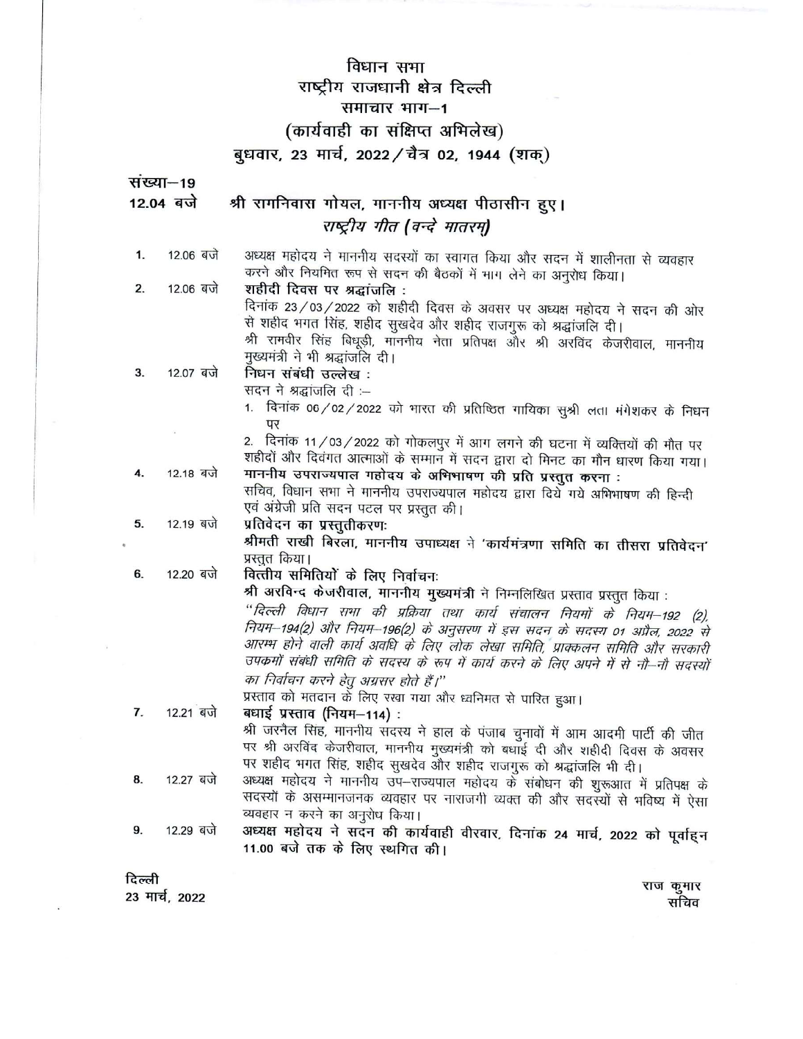# विधान सभा
# राष्ट्रीय राजधानी क्षेत्र दिल्ली
## समाचार भाग–1
## (कार्यवाही का संक्षिप्त अभिलेख)
## बुधवार, 23 मार्च, 2022 / चैत्र 02, 1944 (शक)

**संख्या–19**

**12.04 बजे** **श्री रामनिवास गोयल, माननीय अध्यक्ष पीठासीन हुए।**

***राष्ट्रीय गीत (वन्दे मातरम्)***

1. 12.06 बजे — अध्यक्ष महोदय ने माननीय सदस्यों का स्वागत किया और सदन में शालीनता से व्यवहार करने और नियमित रूप से सदन की बैठकों में भाग लेने का अनुरोध किया।

2. 12.06 बजे — **शहीदी दिवस पर श्रद्धांजलि :**
   दिनांक 23/03/2022 को शहीदी दिवस के अवसर पर अध्यक्ष महोदय ने सदन की ओर से शहीद भगत सिंह, शहीद सुखदेव और शहीद राजगुरू को श्रद्धांजलि दी।
   श्री रामवीर सिंह बिधूड़ी, माननीय नेता प्रतिपक्ष और श्री अरविंद केजरीवाल, माननीय मुख्यमंत्री ने भी श्रद्धांजलि दी।

3. 12.07 बजे — **निधन संबंधी उल्लेख :**
   सदन ने श्रद्धांजलि दी :–
   1. दिनांक 06/02/2022 को भारत की प्रतिष्ठित गायिका सुश्री लता मंगेशकर के निधन पर
   2. दिनांक 11/03/2022 को गोकलपुर में आग लगने की घटना में व्यक्तियों की मौत पर

   शहीदों और दिवंगत आत्माओं के सम्मान में सदन द्वारा दो मिनट का मौन धारण किया गया।

4. 12.18 बजे — **माननीय उपराज्यपाल महोदय के अभिभाषण की प्रति प्रस्तुत करना :**
   सचिव, विधान सभा ने माननीय उपराज्यपाल महोदय द्वारा दिये गये अभिभाषण की हिन्दी एवं अंग्रेजी प्रति सदन पटल पर प्रस्तुत की।

5. 12.19 बजे — **प्रतिवेदन का प्रस्तुतीकरण:**
   **श्रीमती राखी बिरला, माननीय उपाध्यक्ष** ने **'कार्यमंत्रणा समिति का तीसरा प्रतिवेदन'** प्रस्तुत किया।

6. 12.20 बजे — **वित्तीय समितियों के लिए निर्वाचन:**
   **श्री अरविन्द केजरीवाल, माननीय मुख्यमंत्री** ने निम्नलिखित प्रस्ताव प्रस्तुत किया :
   *"दिल्ली विधान सभा की प्रक्रिया तथा कार्य संचालन नियमों के नियम–192 (2), नियम–194(2) और नियम–196(2) के अनुसरण में इस सदन के सदस्य 01 अप्रैल, 2022 से आरम्भ होने वाली कार्य अवधि के लिए लोक लेखा समिति, प्राक्कलन समिति और सरकारी उपक्रमों संबंधी समिति के सदस्य के रूप में कार्य करने के लिए अपने में से नौ–नौ सदस्यों का निर्वाचन करने हेतु अग्रसर होते हैं।"*
   प्रस्ताव को मतदान के लिए रखा गया और ध्वनिमत से पारित हुआ।

7. 12.21 बजे — **बधाई प्रस्ताव (नियम–114) :**
   श्री जरनैल सिंह, माननीय सदस्य ने हाल के पंजाब चुनावों में आम आदमी पार्टी की जीत पर श्री अरविंद केजरीवाल, माननीय मुख्यमंत्री को बधाई दी और शहीदी दिवस के अवसर पर शहीद भगत सिंह, शहीद सुखदेव और शहीद राजगुरू को श्रद्धांजलि भी दी।

8. 12.27 बजे — अध्यक्ष महोदय ने माननीय उप–राज्यपाल महोदय के संबोधन की शुरूआत में प्रतिपक्ष के सदस्यों के असम्मानजनक व्यवहार पर नाराजगी व्यक्त की और सदस्यों से भविष्य में ऐसा व्यवहार न करने का अनुरोध किया।

9. 12.29 बजे — **अध्यक्ष महोदय ने सदन की कार्यवाही वीरवार, दिनांक 24 मार्च, 2022 को पूर्वाह्न 11.00 बजे तक के लिए स्थगित की।**

**दिल्ली**
**23 मार्च, 2022**

राज कुमार
सचिव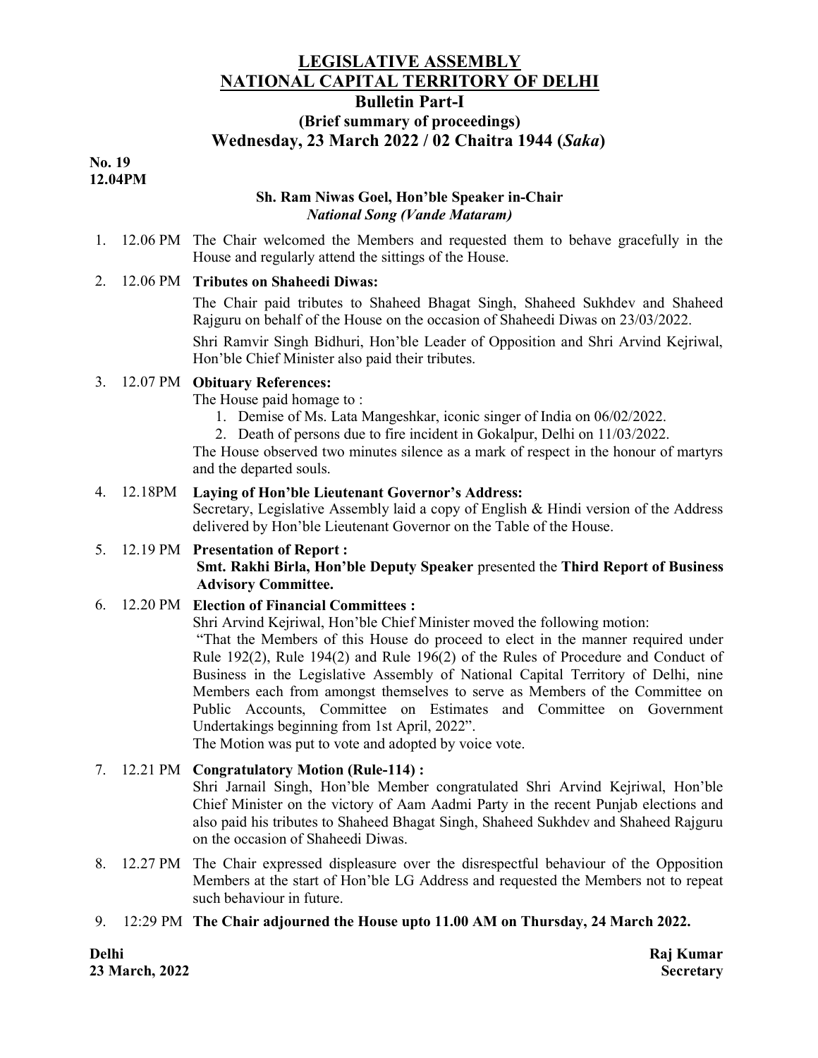# LEGISLATIVE ASSEMBLY
# NATIONAL CAPITAL TERRITORY OF DELHI
## Bulletin Part-I
### (Brief summary of proceedings)
### Wednesday, 23 March 2022 / 02 Chaitra 1944 (*Saka*)

**No. 19**
**12.04PM**

**Sh. Ram Niwas Goel, Hon'ble Speaker in-Chair**
***National Song (Vande Mataram)***

1. 12.06 PM The Chair welcomed the Members and requested them to behave gracefully in the House and regularly attend the sittings of the House.

2. 12.06 PM **Tributes on Shaheedi Diwas:**

   The Chair paid tributes to Shaheed Bhagat Singh, Shaheed Sukhdev and Shaheed Rajguru on behalf of the House on the occasion of Shaheedi Diwas on 23/03/2022.

   Shri Ramvir Singh Bidhuri, Hon'ble Leader of Opposition and Shri Arvind Kejriwal, Hon'ble Chief Minister also paid their tributes.

3. 12.07 PM **Obituary References:**

   The House paid homage to :

   1. Demise of Ms. Lata Mangeshkar, iconic singer of India on 06/02/2022.
   2. Death of persons due to fire incident in Gokalpur, Delhi on 11/03/2022.

   The House observed two minutes silence as a mark of respect in the honour of martyrs and the departed souls.

4. 12.18PM **Laying of Hon'ble Lieutenant Governor's Address:**

   Secretary, Legislative Assembly laid a copy of English & Hindi version of the Address delivered by Hon'ble Lieutenant Governor on the Table of the House.

5. 12.19 PM **Presentation of Report :**

   **Smt. Rakhi Birla, Hon'ble Deputy Speaker** presented the **Third Report of Business Advisory Committee.**

6. 12.20 PM **Election of Financial Committees :**

   Shri Arvind Kejriwal, Hon'ble Chief Minister moved the following motion:

   "That the Members of this House do proceed to elect in the manner required under Rule 192(2), Rule 194(2) and Rule 196(2) of the Rules of Procedure and Conduct of Business in the Legislative Assembly of National Capital Territory of Delhi, nine Members each from amongst themselves to serve as Members of the Committee on Public Accounts, Committee on Estimates and Committee on Government Undertakings beginning from 1st April, 2022".

   The Motion was put to vote and adopted by voice vote.

7. 12.21 PM **Congratulatory Motion (Rule-114) :**

   Shri Jarnail Singh, Hon'ble Member congratulated Shri Arvind Kejriwal, Hon'ble Chief Minister on the victory of Aam Aadmi Party in the recent Punjab elections and also paid his tributes to Shaheed Bhagat Singh, Shaheed Sukhdev and Shaheed Rajguru on the occasion of Shaheedi Diwas.

8. 12.27 PM The Chair expressed displeasure over the disrespectful behaviour of the Opposition Members at the start of Hon'ble LG Address and requested the Members not to repeat such behaviour in future.

9. 12:29 PM **The Chair adjourned the House upto 11.00 AM on Thursday, 24 March 2022.**

**Delhi**
**23 March, 2022**

**Raj Kumar**
**Secretary**